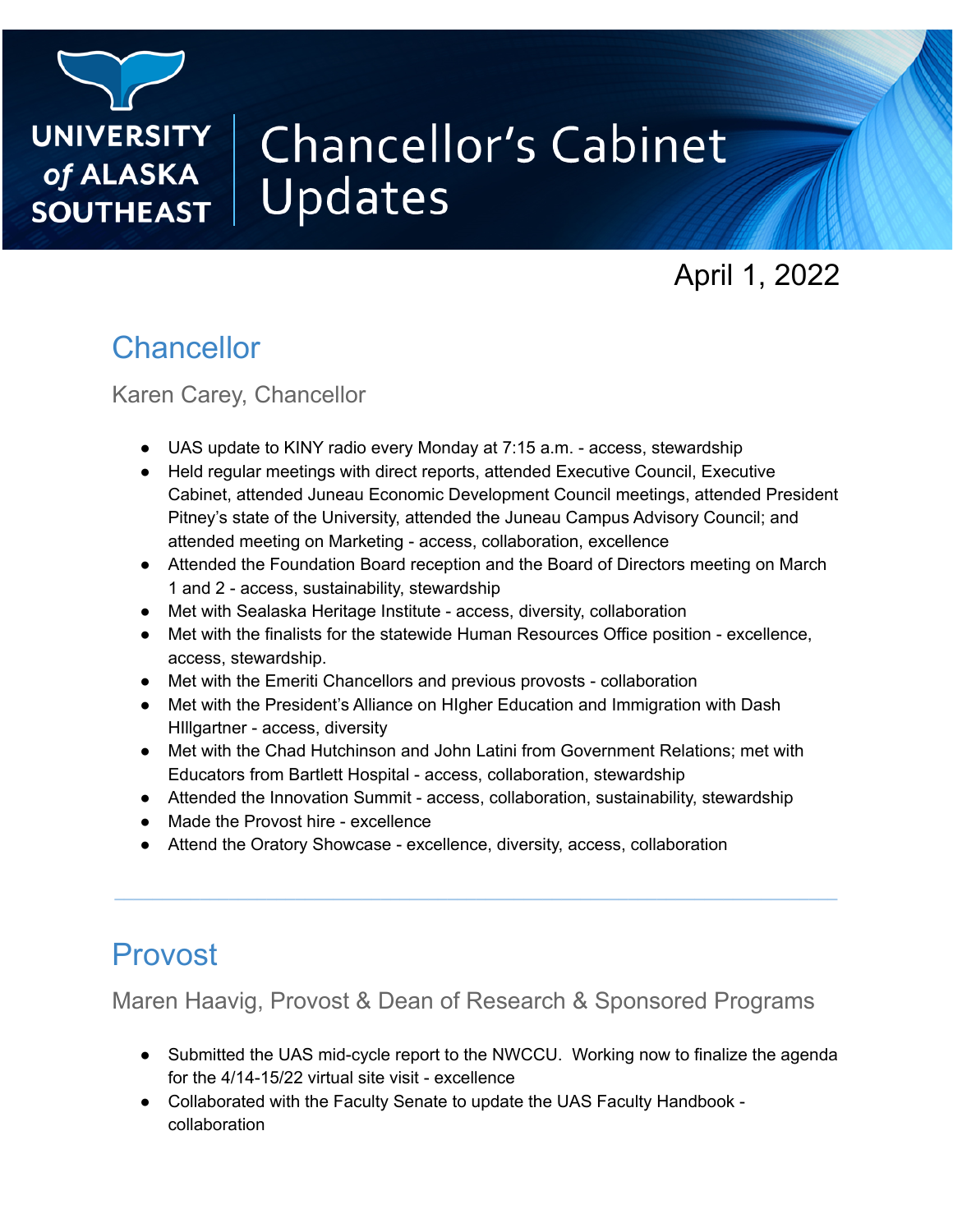# Chancellor's Cabinet Updates

University of Alaska Southeast

April 1, 2022

## Chancellor

Karen Carey, Chancellor

- UAS update to KINY radio every Monday at 7:15 a.m. - access, stewardship
- Held regular meetings with direct reports, attended Executive Council, Executive Cabinet, attended Juneau Economic Development Council meetings, attended President Pitney's state of the University, attended the Juneau Campus Advisory Council; and attended meeting on Marketing - access, collaboration, excellence
- Attended the Foundation Board reception and the Board of Directors meeting on March 1 and 2 - access, sustainability, stewardship
- Met with Sealaska Heritage Institute - access, diversity, collaboration
- Met with the finalists for the statewide Human Resources Office position - excellence, access, stewardship.
- Met with the Emeriti Chancellors and previous provosts - collaboration
- Met with the President's Alliance on HIgher Education and Immigration with Dash HIllgartner - access, diversity
- Met with the Chad Hutchinson and John Latini from Government Relations; met with Educators from Bartlett Hospital - access, collaboration, stewardship
- Attended the Innovation Summit - access, collaboration, sustainability, stewardship
- Made the Provost hire - excellence
- Attend the Oratory Showcase - excellence, diversity, access, collaboration

---

## Provost

Maren Haavig, Provost & Dean of Research & Sponsored Programs

- Submitted the UAS mid-cycle report to the NWCCU. Working now to finalize the agenda for the 4/14-15/22 virtual site visit - excellence
- Collaborated with the Faculty Senate to update the UAS Faculty Handbook - collaboration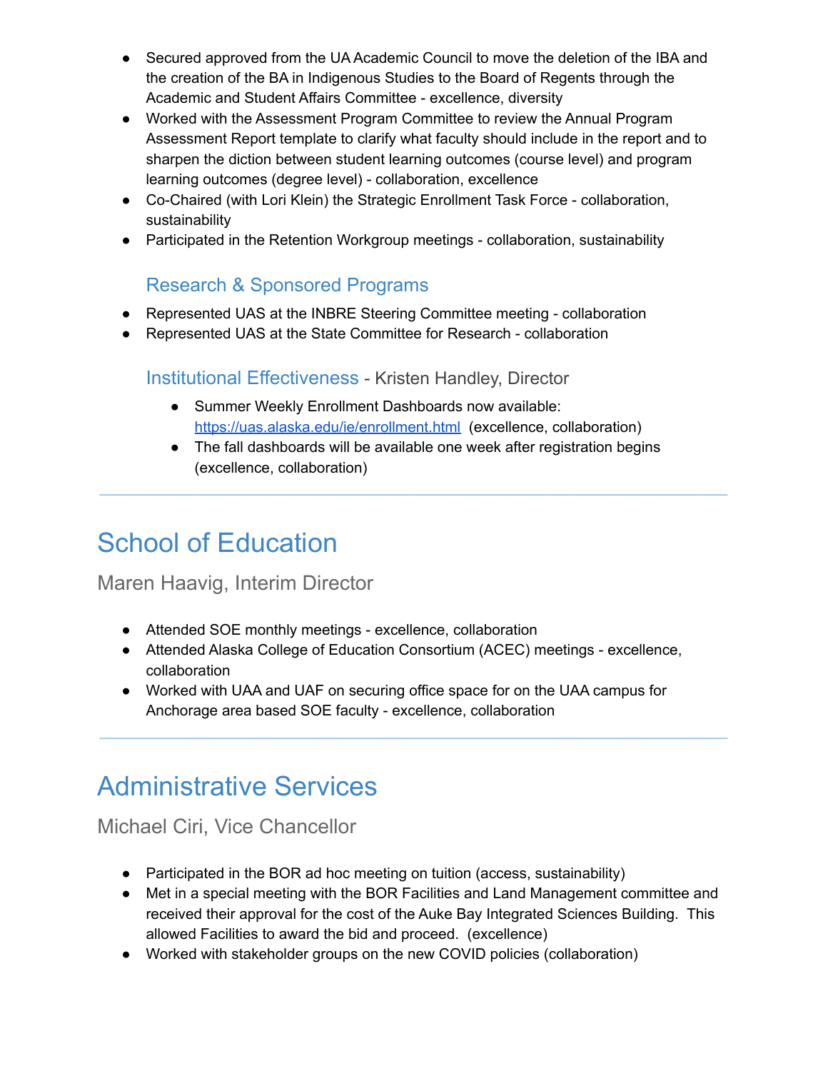- Secured approved from the UA Academic Council to move the deletion of the IBA and the creation of the BA in Indigenous Studies to the Board of Regents through the Academic and Student Affairs Committee - excellence, diversity
- Worked with the Assessment Program Committee to review the Annual Program Assessment Report template to clarify what faculty should include in the report and to sharpen the diction between student learning outcomes (course level) and program learning outcomes (degree level) - collaboration, excellence
- Co-Chaired (with Lori Klein) the Strategic Enrollment Task Force - collaboration, sustainability
- Participated in the Retention Workgroup meetings - collaboration, sustainability

### Research & Sponsored Programs

- Represented UAS at the INBRE Steering Committee meeting - collaboration
- Represented UAS at the State Committee for Research - collaboration

### Institutional Effectiveness - Kristen Handley, Director

- Summer Weekly Enrollment Dashboards now available: [https://uas.alaska.edu/ie/enrollment.html](https://uas.alaska.edu/ie/enrollment.html) (excellence, collaboration)
- The fall dashboards will be available one week after registration begins (excellence, collaboration)

---

# School of Education

Maren Haavig, Interim Director

- Attended SOE monthly meetings - excellence, collaboration
- Attended Alaska College of Education Consortium (ACEC) meetings - excellence, collaboration
- Worked with UAA and UAF on securing office space for on the UAA campus for Anchorage area based SOE faculty - excellence, collaboration

---

# Administrative Services

Michael Ciri, Vice Chancellor

- Participated in the BOR ad hoc meeting on tuition (access, sustainability)
- Met in a special meeting with the BOR Facilities and Land Management committee and received their approval for the cost of the Auke Bay Integrated Sciences Building. This allowed Facilities to award the bid and proceed. (excellence)
- Worked with stakeholder groups on the new COVID policies (collaboration)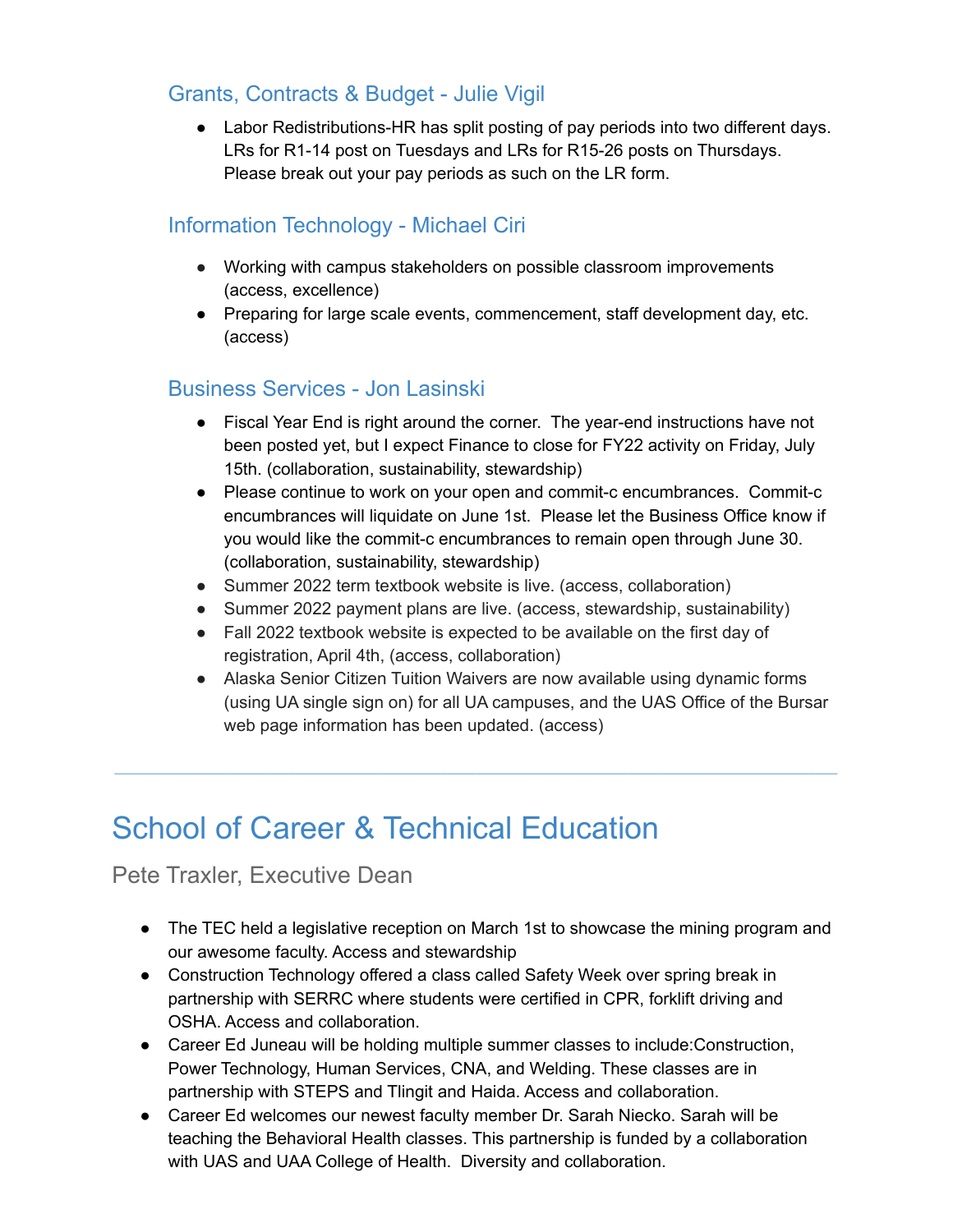### Grants, Contracts & Budget - Julie Vigil

- Labor Redistributions-HR has split posting of pay periods into two different days. LRs for R1-14 post on Tuesdays and LRs for R15-26 posts on Thursdays. Please break out your pay periods as such on the LR form.

### Information Technology - Michael Ciri

- Working with campus stakeholders on possible classroom improvements (access, excellence)
- Preparing for large scale events, commencement, staff development day, etc. (access)

### Business Services - Jon Lasinski

- Fiscal Year End is right around the corner. The year-end instructions have not been posted yet, but I expect Finance to close for FY22 activity on Friday, July 15th. (collaboration, sustainability, stewardship)
- Please continue to work on your open and commit-c encumbrances. Commit-c encumbrances will liquidate on June 1st. Please let the Business Office know if you would like the commit-c encumbrances to remain open through June 30. (collaboration, sustainability, stewardship)
- Summer 2022 term textbook website is live. (access, collaboration)
- Summer 2022 payment plans are live. (access, stewardship, sustainability)
- Fall 2022 textbook website is expected to be available on the first day of registration, April 4th, (access, collaboration)
- Alaska Senior Citizen Tuition Waivers are now available using dynamic forms (using UA single sign on) for all UA campuses, and the UAS Office of the Bursar web page information has been updated. (access)

---

# School of Career & Technical Education

Pete Traxler, Executive Dean

- The TEC held a legislative reception on March 1st to showcase the mining program and our awesome faculty. Access and stewardship
- Construction Technology offered a class called Safety Week over spring break in partnership with SERRC where students were certified in CPR, forklift driving and OSHA. Access and collaboration.
- Career Ed Juneau will be holding multiple summer classes to include:Construction, Power Technology, Human Services, CNA, and Welding. These classes are in partnership with STEPS and Tlingit and Haida. Access and collaboration.
- Career Ed welcomes our newest faculty member Dr. Sarah Niecko. Sarah will be teaching the Behavioral Health classes. This partnership is funded by a collaboration with UAS and UAA College of Health. Diversity and collaboration.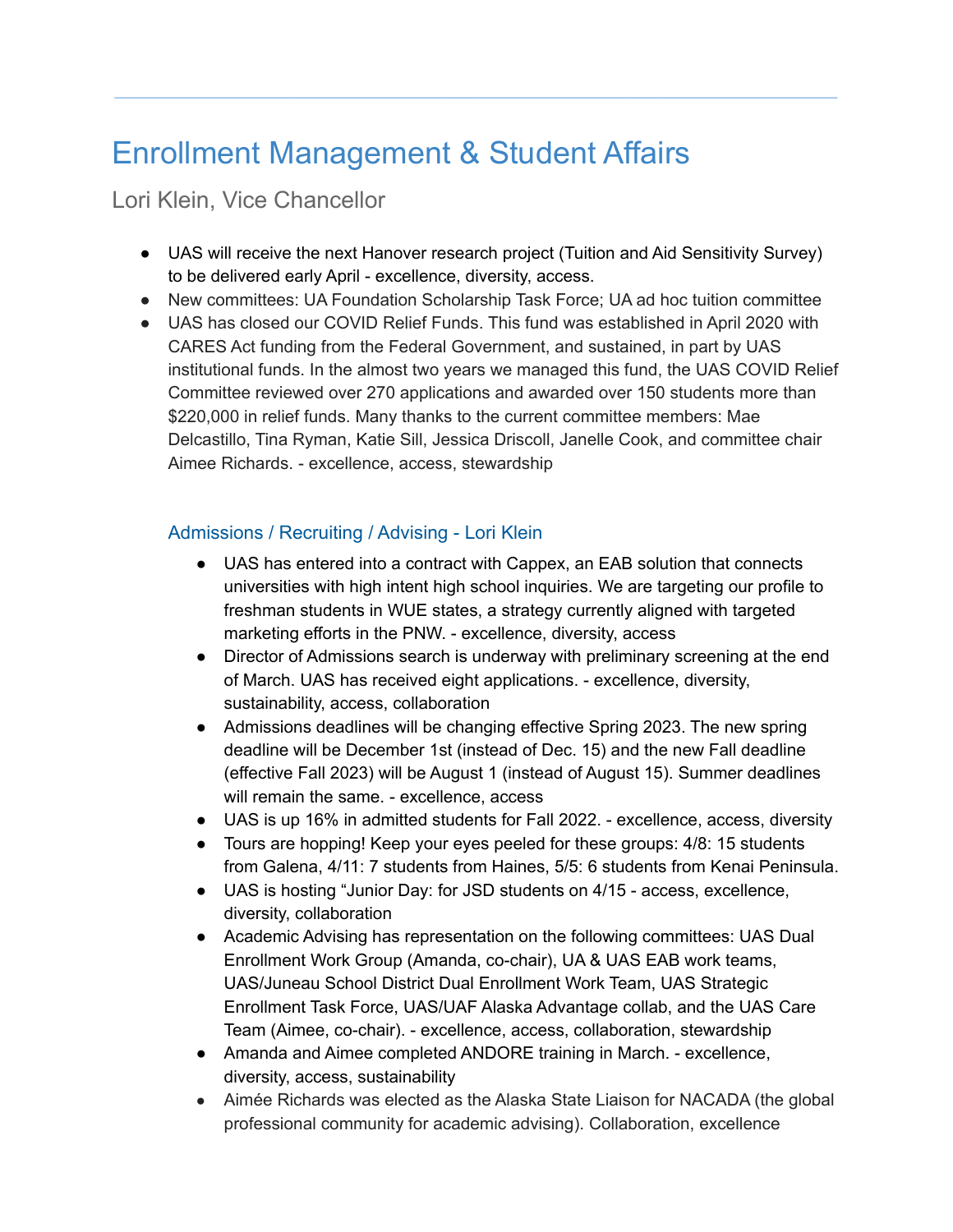# Enrollment Management & Student Affairs

Lori Klein, Vice Chancellor

- UAS will receive the next Hanover research project (Tuition and Aid Sensitivity Survey) to be delivered early April - excellence, diversity, access.
- New committees: UA Foundation Scholarship Task Force; UA ad hoc tuition committee
- UAS has closed our COVID Relief Funds. This fund was established in April 2020 with CARES Act funding from the Federal Government, and sustained, in part by UAS institutional funds. In the almost two years we managed this fund, the UAS COVID Relief Committee reviewed over 270 applications and awarded over 150 students more than $220,000 in relief funds. Many thanks to the current committee members: Mae Delcastillo, Tina Ryman, Katie Sill, Jessica Driscoll, Janelle Cook, and committee chair Aimee Richards. - excellence, access, stewardship

### Admissions / Recruiting / Advising - Lori Klein

- UAS has entered into a contract with Cappex, an EAB solution that connects universities with high intent high school inquiries. We are targeting our profile to freshman students in WUE states, a strategy currently aligned with targeted marketing efforts in the PNW. - excellence, diversity, access
- Director of Admissions search is underway with preliminary screening at the end of March. UAS has received eight applications. - excellence, diversity, sustainability, access, collaboration
- Admissions deadlines will be changing effective Spring 2023. The new spring deadline will be December 1st (instead of Dec. 15) and the new Fall deadline (effective Fall 2023) will be August 1 (instead of August 15). Summer deadlines will remain the same. - excellence, access
- UAS is up 16% in admitted students for Fall 2022. - excellence, access, diversity
- Tours are hopping! Keep your eyes peeled for these groups: 4/8: 15 students from Galena, 4/11: 7 students from Haines, 5/5: 6 students from Kenai Peninsula.
- UAS is hosting "Junior Day: for JSD students on 4/15 - access, excellence, diversity, collaboration
- Academic Advising has representation on the following committees: UAS Dual Enrollment Work Group (Amanda, co-chair), UA & UAS EAB work teams, UAS/Juneau School District Dual Enrollment Work Team, UAS Strategic Enrollment Task Force, UAS/UAF Alaska Advantage collab, and the UAS Care Team (Aimee, co-chair). - excellence, access, collaboration, stewardship
- Amanda and Aimee completed ANDORE training in March. - excellence, diversity, access, sustainability
- Aimée Richards was elected as the Alaska State Liaison for NACADA (the global professional community for academic advising). Collaboration, excellence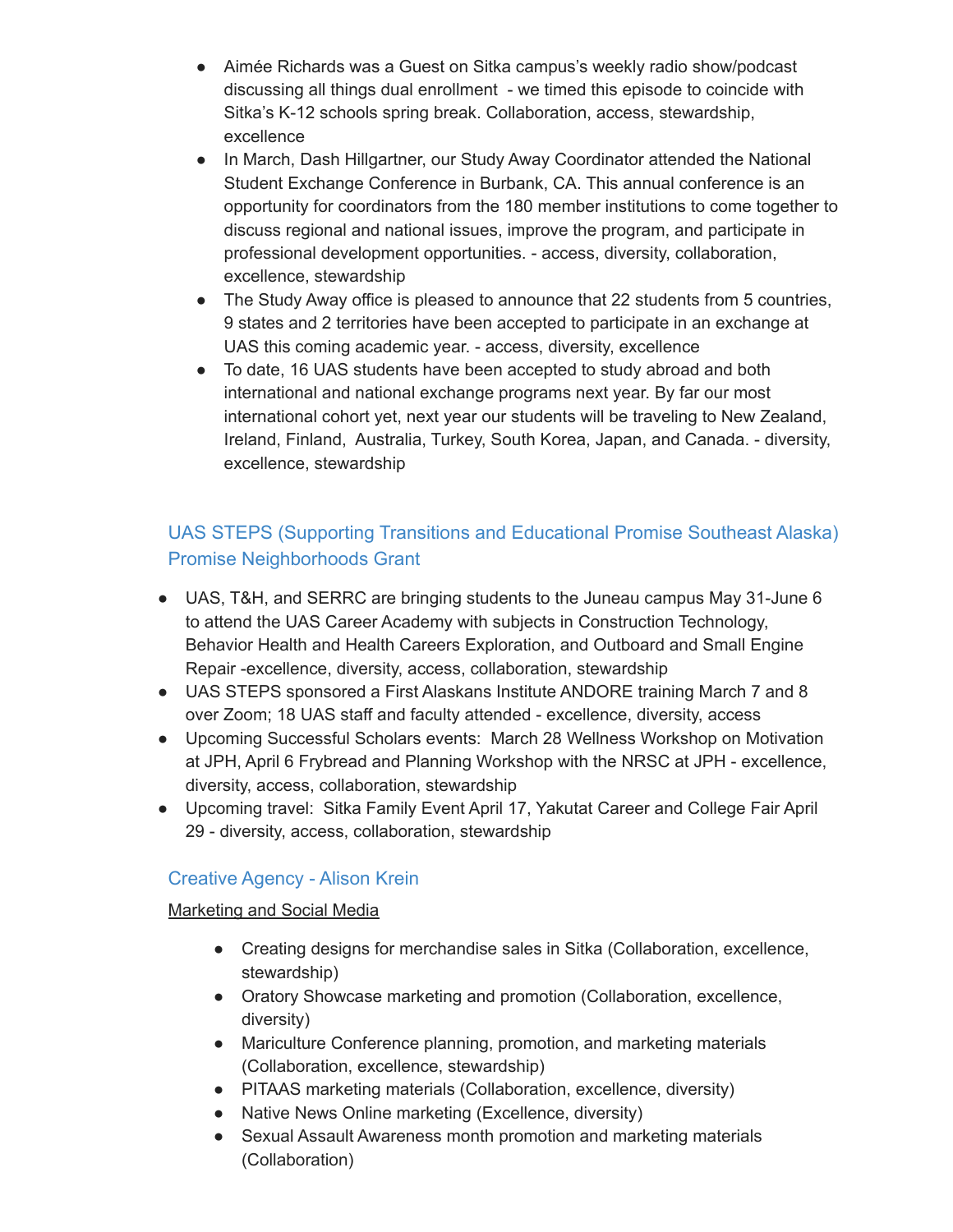- Aimée Richards was a Guest on Sitka campus's weekly radio show/podcast discussing all things dual enrollment - we timed this episode to coincide with Sitka's K-12 schools spring break. Collaboration, access, stewardship, excellence
- In March, Dash Hillgartner, our Study Away Coordinator attended the National Student Exchange Conference in Burbank, CA. This annual conference is an opportunity for coordinators from the 180 member institutions to come together to discuss regional and national issues, improve the program, and participate in professional development opportunities. - access, diversity, collaboration, excellence, stewardship
- The Study Away office is pleased to announce that 22 students from 5 countries, 9 states and 2 territories have been accepted to participate in an exchange at UAS this coming academic year. - access, diversity, excellence
- To date, 16 UAS students have been accepted to study abroad and both international and national exchange programs next year. By far our most international cohort yet, next year our students will be traveling to New Zealand, Ireland, Finland, Australia, Turkey, South Korea, Japan, and Canada. - diversity, excellence, stewardship

### UAS STEPS (Supporting Transitions and Educational Promise Southeast Alaska) Promise Neighborhoods Grant

- UAS, T&H, and SERRC are bringing students to the Juneau campus May 31-June 6 to attend the UAS Career Academy with subjects in Construction Technology, Behavior Health and Health Careers Exploration, and Outboard and Small Engine Repair -excellence, diversity, access, collaboration, stewardship
- UAS STEPS sponsored a First Alaskans Institute ANDORE training March 7 and 8 over Zoom; 18 UAS staff and faculty attended - excellence, diversity, access
- Upcoming Successful Scholars events: March 28 Wellness Workshop on Motivation at JPH, April 6 Frybread and Planning Workshop with the NRSC at JPH - excellence, diversity, access, collaboration, stewardship
- Upcoming travel: Sitka Family Event April 17, Yakutat Career and College Fair April 29 - diversity, access, collaboration, stewardship

### Creative Agency - Alison Krein

<u>Marketing and Social Media</u>

- Creating designs for merchandise sales in Sitka (Collaboration, excellence, stewardship)
- Oratory Showcase marketing and promotion (Collaboration, excellence, diversity)
- Mariculture Conference planning, promotion, and marketing materials (Collaboration, excellence, stewardship)
- PITAAS marketing materials (Collaboration, excellence, diversity)
- Native News Online marketing (Excellence, diversity)
- Sexual Assault Awareness month promotion and marketing materials (Collaboration)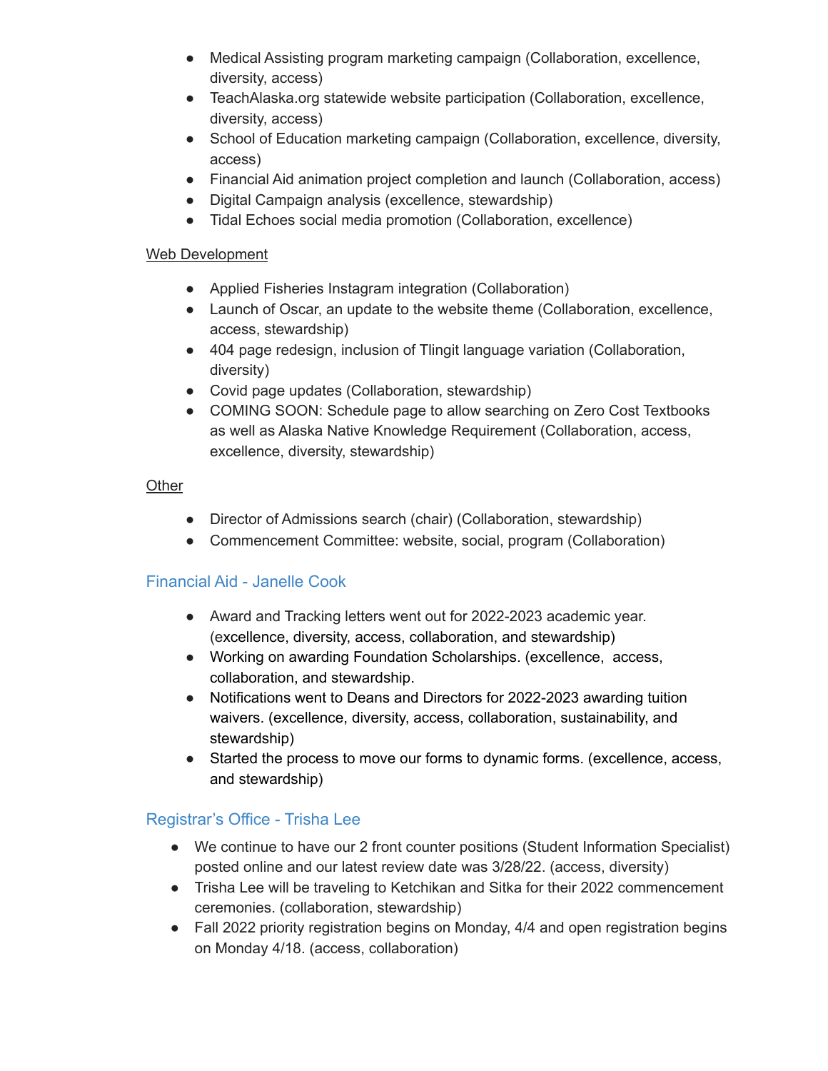- Medical Assisting program marketing campaign (Collaboration, excellence, diversity, access)
- TeachAlaska.org statewide website participation (Collaboration, excellence, diversity, access)
- School of Education marketing campaign (Collaboration, excellence, diversity, access)
- Financial Aid animation project completion and launch (Collaboration, access)
- Digital Campaign analysis (excellence, stewardship)
- Tidal Echoes social media promotion (Collaboration, excellence)

Web Development

- Applied Fisheries Instagram integration (Collaboration)
- Launch of Oscar, an update to the website theme (Collaboration, excellence, access, stewardship)
- 404 page redesign, inclusion of Tlingit language variation (Collaboration, diversity)
- Covid page updates (Collaboration, stewardship)
- COMING SOON: Schedule page to allow searching on Zero Cost Textbooks as well as Alaska Native Knowledge Requirement (Collaboration, access, excellence, diversity, stewardship)

Other

- Director of Admissions search (chair) (Collaboration, stewardship)
- Commencement Committee: website, social, program (Collaboration)

### Financial Aid - Janelle Cook

- Award and Tracking letters went out for 2022-2023 academic year. (excellence, diversity, access, collaboration, and stewardship)
- Working on awarding Foundation Scholarships. (excellence, access, collaboration, and stewardship.
- Notifications went to Deans and Directors for 2022-2023 awarding tuition waivers. (excellence, diversity, access, collaboration, sustainability, and stewardship)
- Started the process to move our forms to dynamic forms. (excellence, access, and stewardship)

### Registrar's Office - Trisha Lee

- We continue to have our 2 front counter positions (Student Information Specialist) posted online and our latest review date was 3/28/22. (access, diversity)
- Trisha Lee will be traveling to Ketchikan and Sitka for their 2022 commencement ceremonies. (collaboration, stewardship)
- Fall 2022 priority registration begins on Monday, 4/4 and open registration begins on Monday 4/18. (access, collaboration)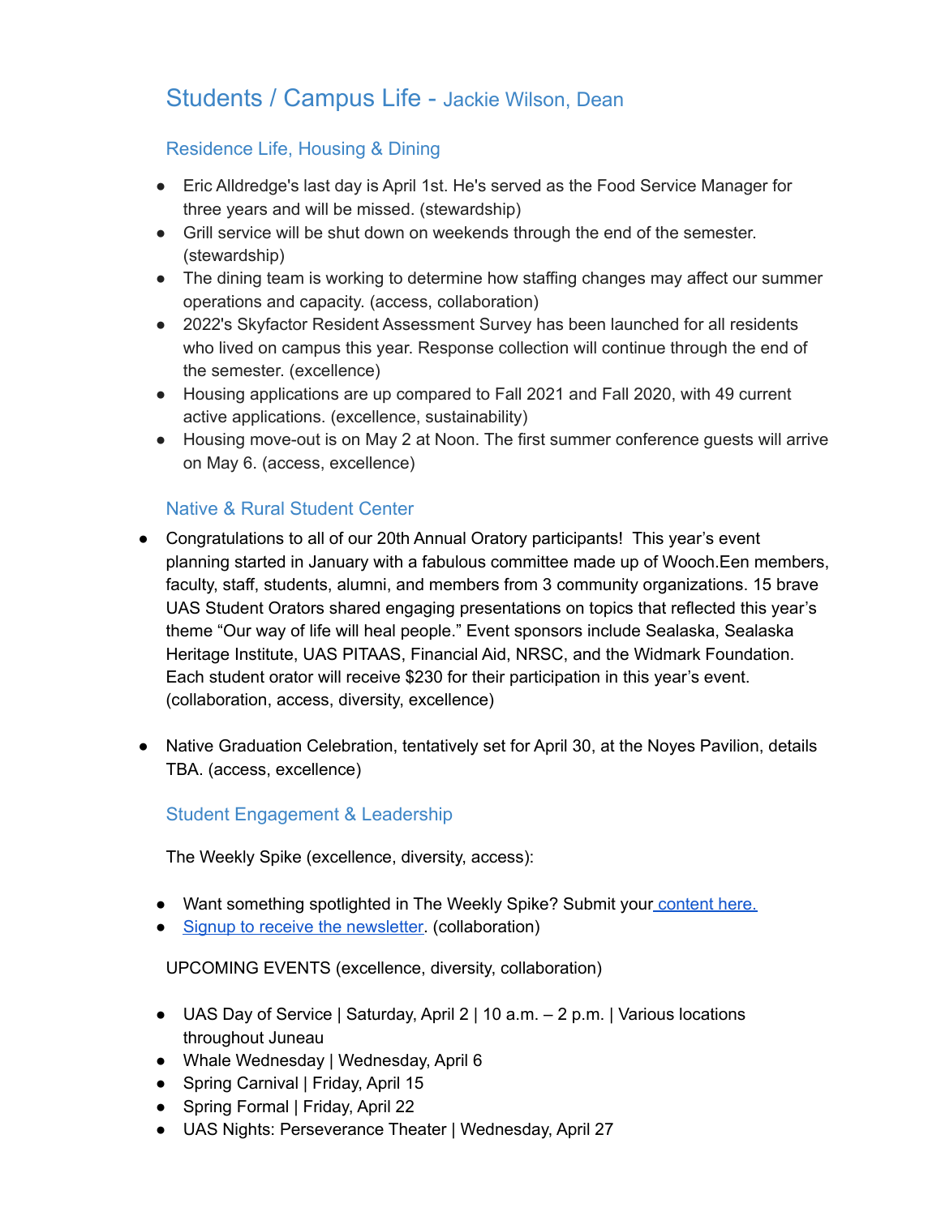# Students / Campus Life - Jackie Wilson, Dean

## Residence Life, Housing & Dining

- Eric Alldredge's last day is April 1st. He's served as the Food Service Manager for three years and will be missed. (stewardship)
- Grill service will be shut down on weekends through the end of the semester. (stewardship)
- The dining team is working to determine how staffing changes may affect our summer operations and capacity. (access, collaboration)
- 2022's Skyfactor Resident Assessment Survey has been launched for all residents who lived on campus this year. Response collection will continue through the end of the semester. (excellence)
- Housing applications are up compared to Fall 2021 and Fall 2020, with 49 current active applications. (excellence, sustainability)
- Housing move-out is on May 2 at Noon. The first summer conference guests will arrive on May 6. (access, excellence)

## Native & Rural Student Center

- Congratulations to all of our 20th Annual Oratory participants! This year's event planning started in January with a fabulous committee made up of Wooch.Een members, faculty, staff, students, alumni, and members from 3 community organizations. 15 brave UAS Student Orators shared engaging presentations on topics that reflected this year's theme "Our way of life will heal people." Event sponsors include Sealaska, Sealaska Heritage Institute, UAS PITAAS, Financial Aid, NRSC, and the Widmark Foundation. Each student orator will receive $230 for their participation in this year's event. (collaboration, access, diversity, excellence)

- Native Graduation Celebration, tentatively set for April 30, at the Noyes Pavilion, details TBA. (access, excellence)

## Student Engagement & Leadership

The Weekly Spike (excellence, diversity, access):

- Want something spotlighted in The Weekly Spike? Submit your content here.
- Signup to receive the newsletter. (collaboration)

UPCOMING EVENTS (excellence, diversity, collaboration)

- UAS Day of Service | Saturday, April 2 | 10 a.m. – 2 p.m. | Various locations throughout Juneau
- Whale Wednesday | Wednesday, April 6
- Spring Carnival | Friday, April 15
- Spring Formal | Friday, April 22
- UAS Nights: Perseverance Theater | Wednesday, April 27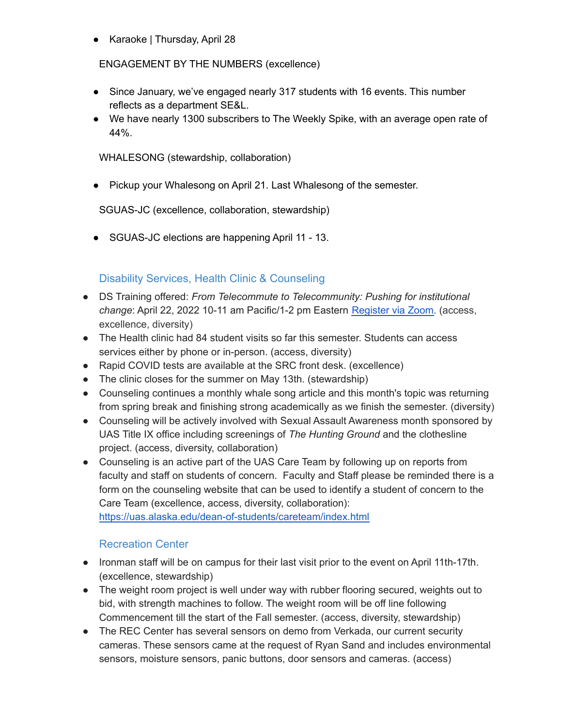- Karaoke | Thursday, April 28

ENGAGEMENT BY THE NUMBERS (excellence)

- Since January, we've engaged nearly 317 students with 16 events. This number reflects as a department SE&L.
- We have nearly 1300 subscribers to The Weekly Spike, with an average open rate of 44%.

WHALESONG (stewardship, collaboration)

- Pickup your Whalesong on April 21. Last Whalesong of the semester.

SGUAS-JC (excellence, collaboration, stewardship)

- SGUAS-JC elections are happening April 11 - 13.

### Disability Services, Health Clinic & Counseling

- DS Training offered: *From Telecommute to Telecommunity: Pushing for institutional change*: April 22, 2022 10-11 am Pacific/1-2 pm Eastern [Register via Zoom](). (access, excellence, diversity)
- The Health clinic had 84 student visits so far this semester. Students can access services either by phone or in-person. (access, diversity)
- Rapid COVID tests are available at the SRC front desk. (excellence)
- The clinic closes for the summer on May 13th. (stewardship)
- Counseling continues a monthly whale song article and this month's topic was returning from spring break and finishing strong academically as we finish the semester. (diversity)
- Counseling will be actively involved with Sexual Assault Awareness month sponsored by UAS Title IX office including screenings of *The Hunting Ground* and the clothesline project. (access, diversity, collaboration)
- Counseling is an active part of the UAS Care Team by following up on reports from faculty and staff on students of concern. Faculty and Staff please be reminded there is a form on the counseling website that can be used to identify a student of concern to the Care Team (excellence, access, diversity, collaboration): https://uas.alaska.edu/dean-of-students/careteam/index.html

### Recreation Center

- Ironman staff will be on campus for their last visit prior to the event on April 11th-17th. (excellence, stewardship)
- The weight room project is well under way with rubber flooring secured, weights out to bid, with strength machines to follow. The weight room will be off line following Commencement till the start of the Fall semester. (access, diversity, stewardship)
- The REC Center has several sensors on demo from Verkada, our current security cameras. These sensors came at the request of Ryan Sand and includes environmental sensors, moisture sensors, panic buttons, door sensors and cameras. (access)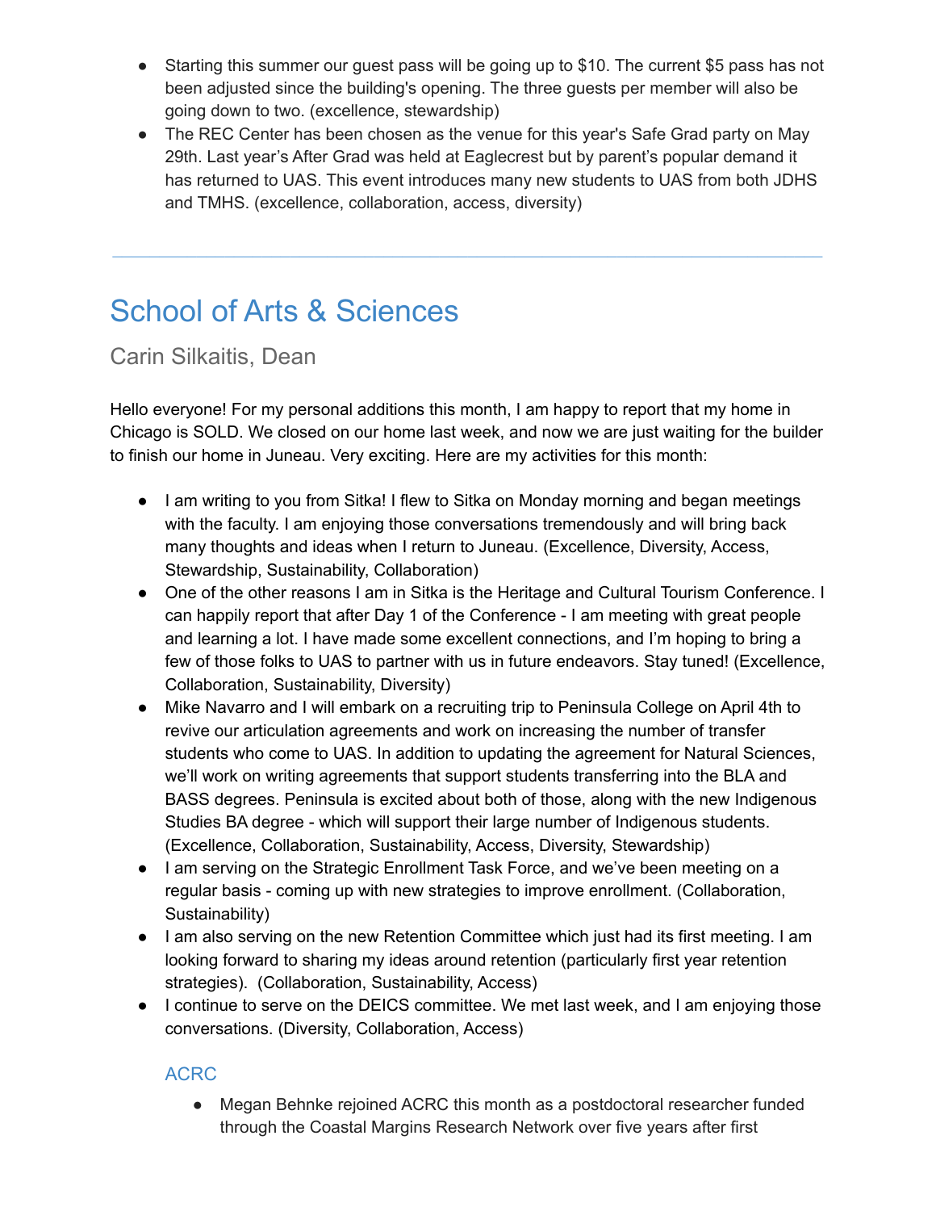- Starting this summer our guest pass will be going up to $10. The current $5 pass has not been adjusted since the building's opening. The three guests per member will also be going down to two. (excellence, stewardship)
- The REC Center has been chosen as the venue for this year's Safe Grad party on May 29th. Last year's After Grad was held at Eaglecrest but by parent's popular demand it has returned to UAS. This event introduces many new students to UAS from both JDHS and TMHS. (excellence, collaboration, access, diversity)

---

# School of Arts & Sciences

## Carin Silkaitis, Dean

Hello everyone! For my personal additions this month, I am happy to report that my home in Chicago is SOLD. We closed on our home last week, and now we are just waiting for the builder to finish our home in Juneau. Very exciting. Here are my activities for this month:

- I am writing to you from Sitka! I flew to Sitka on Monday morning and began meetings with the faculty. I am enjoying those conversations tremendously and will bring back many thoughts and ideas when I return to Juneau. (Excellence, Diversity, Access, Stewardship, Sustainability, Collaboration)
- One of the other reasons I am in Sitka is the Heritage and Cultural Tourism Conference. I can happily report that after Day 1 of the Conference - I am meeting with great people and learning a lot. I have made some excellent connections, and I'm hoping to bring a few of those folks to UAS to partner with us in future endeavors. Stay tuned! (Excellence, Collaboration, Sustainability, Diversity)
- Mike Navarro and I will embark on a recruiting trip to Peninsula College on April 4th to revive our articulation agreements and work on increasing the number of transfer students who come to UAS. In addition to updating the agreement for Natural Sciences, we'll work on writing agreements that support students transferring into the BLA and BASS degrees. Peninsula is excited about both of those, along with the new Indigenous Studies BA degree - which will support their large number of Indigenous students. (Excellence, Collaboration, Sustainability, Access, Diversity, Stewardship)
- I am serving on the Strategic Enrollment Task Force, and we've been meeting on a regular basis - coming up with new strategies to improve enrollment. (Collaboration, Sustainability)
- I am also serving on the new Retention Committee which just had its first meeting. I am looking forward to sharing my ideas around retention (particularly first year retention strategies). (Collaboration, Sustainability, Access)
- I continue to serve on the DEICS committee. We met last week, and I am enjoying those conversations. (Diversity, Collaboration, Access)

### ACRC

- Megan Behnke rejoined ACRC this month as a postdoctoral researcher funded through the Coastal Margins Research Network over five years after first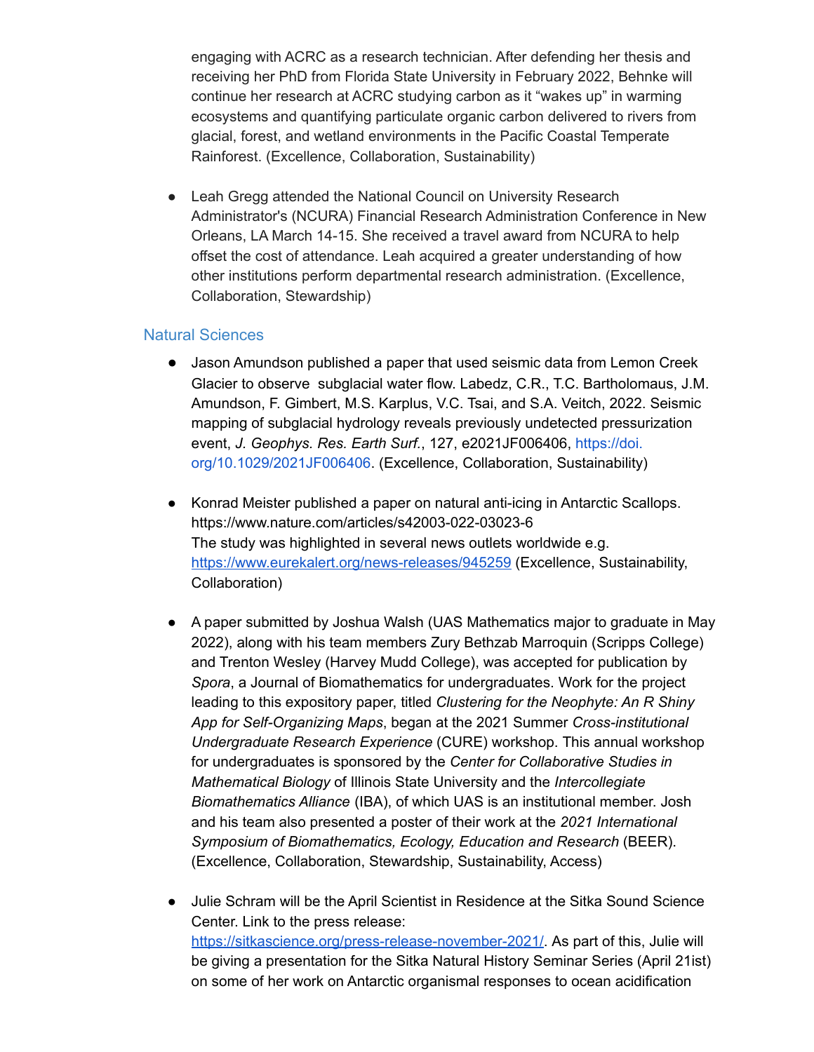engaging with ACRC as a research technician. After defending her thesis and receiving her PhD from Florida State University in February 2022, Behnke will continue her research at ACRC studying carbon as it "wakes up" in warming ecosystems and quantifying particulate organic carbon delivered to rivers from glacial, forest, and wetland environments in the Pacific Coastal Temperate Rainforest. (Excellence, Collaboration, Sustainability)

- Leah Gregg attended the National Council on University Research Administrator's (NCURA) Financial Research Administration Conference in New Orleans, LA March 14-15. She received a travel award from NCURA to help offset the cost of attendance. Leah acquired a greater understanding of how other institutions perform departmental research administration. (Excellence, Collaboration, Stewardship)

### Natural Sciences

- Jason Amundson published a paper that used seismic data from Lemon Creek Glacier to observe subglacial water flow. Labedz, C.R., T.C. Bartholomaus, J.M. Amundson, F. Gimbert, M.S. Karplus, V.C. Tsai, and S.A. Veitch, 2022. Seismic mapping of subglacial hydrology reveals previously undetected pressurization event, *J. Geophys. Res. Earth Surf.*, 127, e2021JF006406, https://doi.org/10.1029/2021JF006406. (Excellence, Collaboration, Sustainability)

- Konrad Meister published a paper on natural anti-icing in Antarctic Scallops. https://www.nature.com/articles/s42003-022-03023-6
  The study was highlighted in several news outlets worldwide e.g. https://www.eurekalert.org/news-releases/945259 (Excellence, Sustainability, Collaboration)

- A paper submitted by Joshua Walsh (UAS Mathematics major to graduate in May 2022), along with his team members Zury Bethzab Marroquin (Scripps College) and Trenton Wesley (Harvey Mudd College), was accepted for publication by *Spora*, a Journal of Biomathematics for undergraduates. Work for the project leading to this expository paper, titled *Clustering for the Neophyte: An R Shiny App for Self-Organizing Maps*, began at the 2021 Summer *Cross-institutional Undergraduate Research Experience* (CURE) workshop. This annual workshop for undergraduates is sponsored by the *Center for Collaborative Studies in Mathematical Biology* of Illinois State University and the *Intercollegiate Biomathematics Alliance* (IBA), of which UAS is an institutional member. Josh and his team also presented a poster of their work at the *2021 International Symposium of Biomathematics, Ecology, Education and Research* (BEER). (Excellence, Collaboration, Stewardship, Sustainability, Access)

- Julie Schram will be the April Scientist in Residence at the Sitka Sound Science Center. Link to the press release: https://sitkascience.org/press-release-november-2021/. As part of this, Julie will be giving a presentation for the Sitka Natural History Seminar Series (April 21ist) on some of her work on Antarctic organismal responses to ocean acidification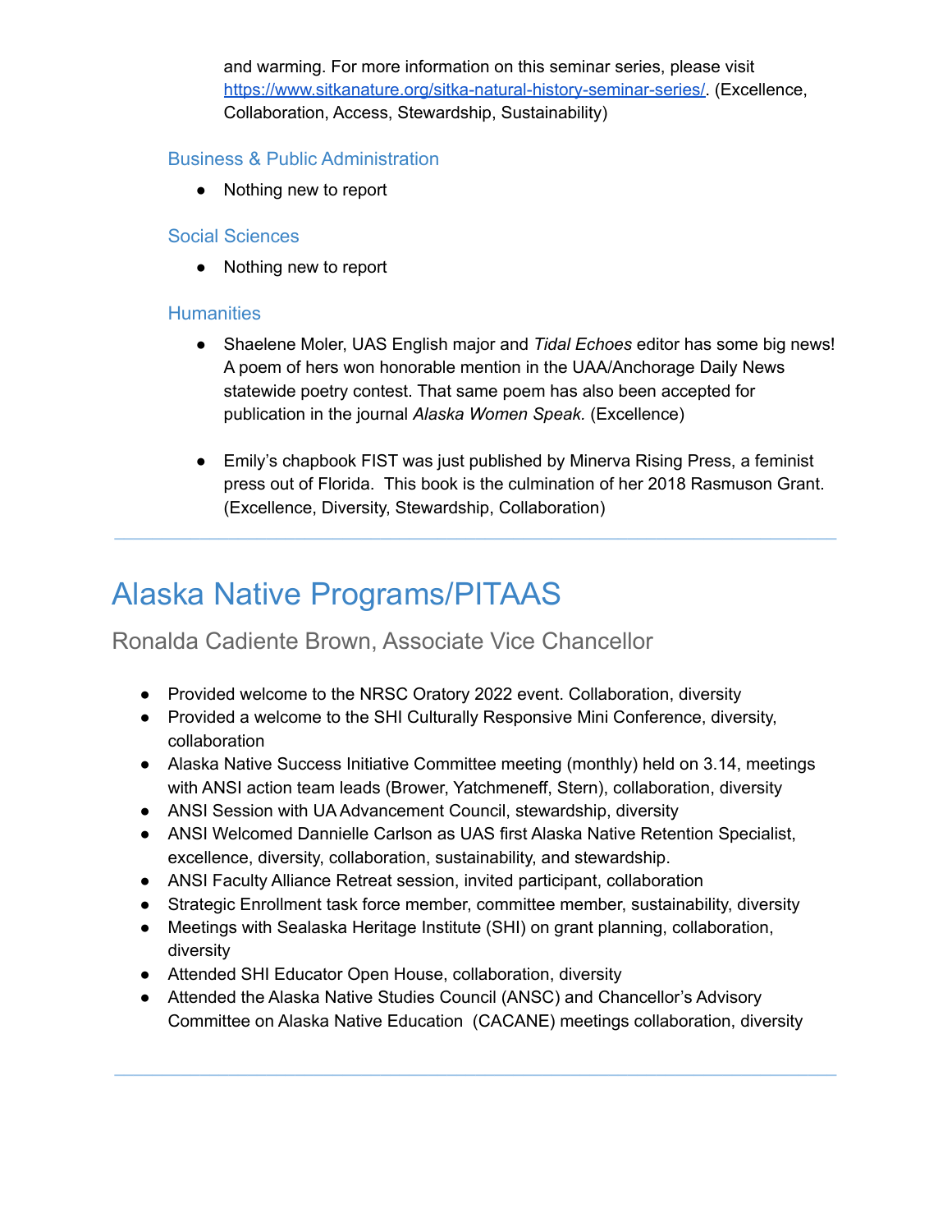and warming. For more information on this seminar series, please visit [https://www.sitkanature.org/sitka-natural-history-seminar-series/](https://www.sitkanature.org/sitka-natural-history-seminar-series/). (Excellence, Collaboration, Access, Stewardship, Sustainability)

### Business & Public Administration

- Nothing new to report

### Social Sciences

- Nothing new to report

### Humanities

- Shaelene Moler, UAS English major and *Tidal Echoes* editor has some big news! A poem of hers won honorable mention in the UAA/Anchorage Daily News statewide poetry contest. That same poem has also been accepted for publication in the journal *Alaska Women Speak.* (Excellence)

- Emily's chapbook FIST was just published by Minerva Rising Press, a feminist press out of Florida. This book is the culmination of her 2018 Rasmuson Grant. (Excellence, Diversity, Stewardship, Collaboration)

---

# Alaska Native Programs/PITAAS

## Ronalda Cadiente Brown, Associate Vice Chancellor

- Provided welcome to the NRSC Oratory 2022 event. Collaboration, diversity
- Provided a welcome to the SHI Culturally Responsive Mini Conference, diversity, collaboration
- Alaska Native Success Initiative Committee meeting (monthly) held on 3.14, meetings with ANSI action team leads (Brower, Yatchmeneff, Stern), collaboration, diversity
- ANSI Session with UA Advancement Council, stewardship, diversity
- ANSI Welcomed Dannielle Carlson as UAS first Alaska Native Retention Specialist, excellence, diversity, collaboration, sustainability, and stewardship.
- ANSI Faculty Alliance Retreat session, invited participant, collaboration
- Strategic Enrollment task force member, committee member, sustainability, diversity
- Meetings with Sealaska Heritage Institute (SHI) on grant planning, collaboration, diversity
- Attended SHI Educator Open House, collaboration, diversity
- Attended the Alaska Native Studies Council (ANSC) and Chancellor's Advisory Committee on Alaska Native Education (CACANE) meetings collaboration, diversity

---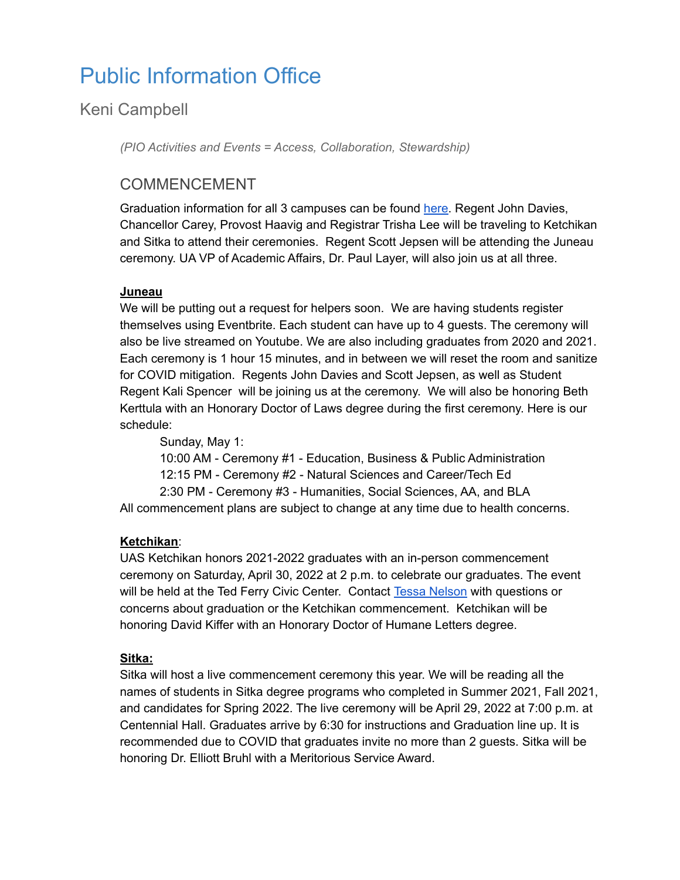# Public Information Office

## Keni Campbell

*(PIO Activities and Events = Access, Collaboration, Stewardship)*

### COMMENCEMENT

Graduation information for all 3 campuses can be found here. Regent John Davies, Chancellor Carey, Provost Haavig and Registrar Trisha Lee will be traveling to Ketchikan and Sitka to attend their ceremonies. Regent Scott Jepsen will be attending the Juneau ceremony. UA VP of Academic Affairs, Dr. Paul Layer, will also join us at all three.

**Juneau**

We will be putting out a request for helpers soon. We are having students register themselves using Eventbrite. Each student can have up to 4 guests. The ceremony will also be live streamed on Youtube. We are also including graduates from 2020 and 2021. Each ceremony is 1 hour 15 minutes, and in between we will reset the room and sanitize for COVID mitigation. Regents John Davies and Scott Jepsen, as well as Student Regent Kali Spencer will be joining us at the ceremony. We will also be honoring Beth Kerttula with an Honorary Doctor of Laws degree during the first ceremony. Here is our schedule:

Sunday, May 1:
10:00 AM - Ceremony #1 - Education, Business & Public Administration
12:15 PM - Ceremony #2 - Natural Sciences and Career/Tech Ed
2:30 PM - Ceremony #3 - Humanities, Social Sciences, AA, and BLA

All commencement plans are subject to change at any time due to health concerns.

**Ketchikan**:

UAS Ketchikan honors 2021-2022 graduates with an in-person commencement ceremony on Saturday, April 30, 2022 at 2 p.m. to celebrate our graduates. The event will be held at the Ted Ferry Civic Center. Contact Tessa Nelson with questions or concerns about graduation or the Ketchikan commencement. Ketchikan will be honoring David Kiffer with an Honorary Doctor of Humane Letters degree.

**Sitka:**

Sitka will host a live commencement ceremony this year. We will be reading all the names of students in Sitka degree programs who completed in Summer 2021, Fall 2021, and candidates for Spring 2022. The live ceremony will be April 29, 2022 at 7:00 p.m. at Centennial Hall. Graduates arrive by 6:30 for instructions and Graduation line up. It is recommended due to COVID that graduates invite no more than 2 guests. Sitka will be honoring Dr. Elliott Bruhl with a Meritorious Service Award.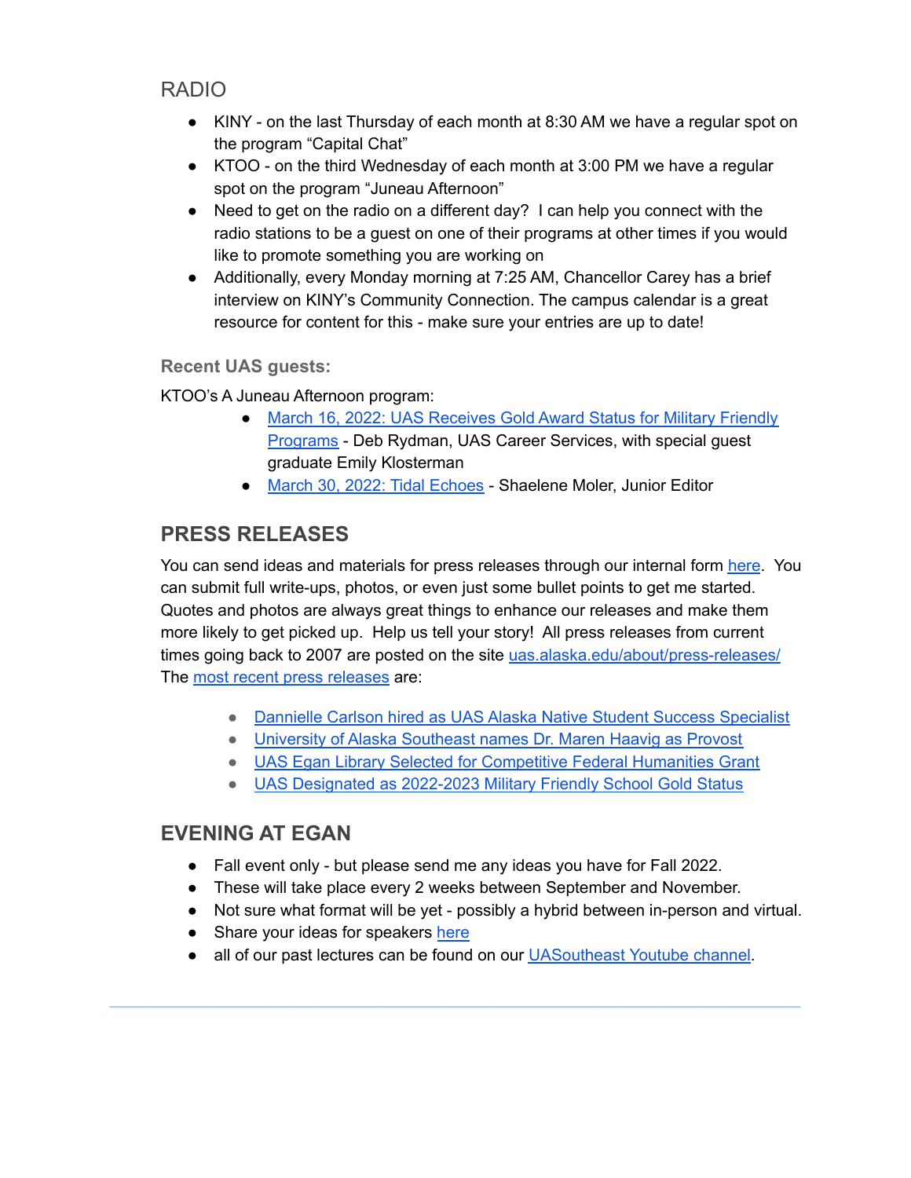## RADIO

- KINY - on the last Thursday of each month at 8:30 AM we have a regular spot on the program "Capital Chat"
- KTOO - on the third Wednesday of each month at 3:00 PM we have a regular spot on the program "Juneau Afternoon"
- Need to get on the radio on a different day? I can help you connect with the radio stations to be a guest on one of their programs at other times if you would like to promote something you are working on
- Additionally, every Monday morning at 7:25 AM, Chancellor Carey has a brief interview on KINY's Community Connection. The campus calendar is a great resource for content for this - make sure your entries are up to date!

#### Recent UAS guests:

KTOO's A Juneau Afternoon program:

- March 16, 2022: UAS Receives Gold Award Status for Military Friendly Programs - Deb Rydman, UAS Career Services, with special guest graduate Emily Klosterman
- March 30, 2022: Tidal Echoes - Shaelene Moler, Junior Editor

## PRESS RELEASES

You can send ideas and materials for press releases through our internal form here. You can submit full write-ups, photos, or even just some bullet points to get me started. Quotes and photos are always great things to enhance our releases and make them more likely to get picked up. Help us tell your story! All press releases from current times going back to 2007 are posted on the site uas.alaska.edu/about/press-releases/ The most recent press releases are:

- Dannielle Carlson hired as UAS Alaska Native Student Success Specialist
- University of Alaska Southeast names Dr. Maren Haavig as Provost
- UAS Egan Library Selected for Competitive Federal Humanities Grant
- UAS Designated as 2022-2023 Military Friendly School Gold Status

## EVENING AT EGAN

- Fall event only - but please send me any ideas you have for Fall 2022.
- These will take place every 2 weeks between September and November.
- Not sure what format will be yet - possibly a hybrid between in-person and virtual.
- Share your ideas for speakers here
- all of our past lectures can be found on our UASoutheast Youtube channel.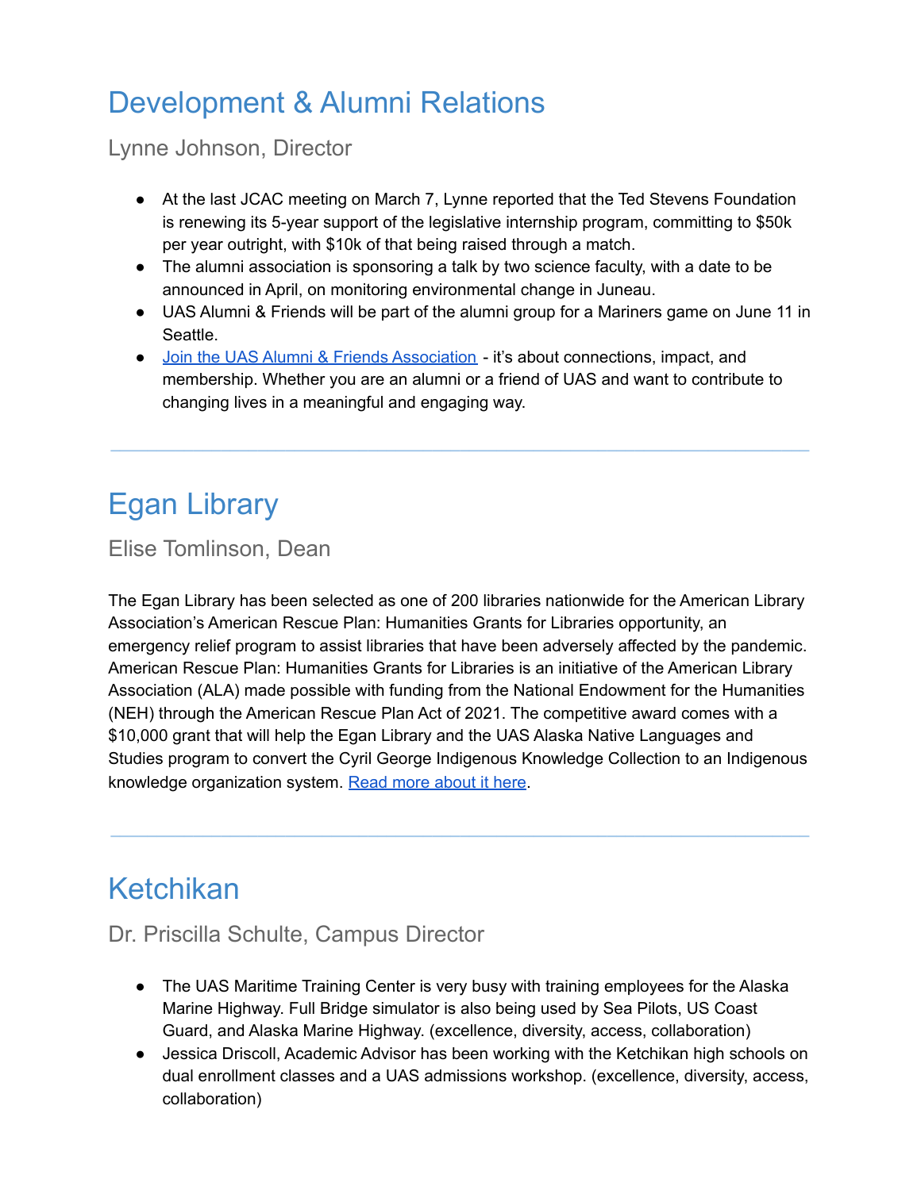# Development & Alumni Relations

## Lynne Johnson, Director

- At the last JCAC meeting on March 7, Lynne reported that the Ted Stevens Foundation is renewing its 5-year support of the legislative internship program, committing to $50k per year outright, with $10k of that being raised through a match.
- The alumni association is sponsoring a talk by two science faculty, with a date to be announced in April, on monitoring environmental change in Juneau.
- UAS Alumni & Friends will be part of the alumni group for a Mariners game on June 11 in Seattle.
- [Join the UAS Alumni & Friends Association](#) - it's about connections, impact, and membership. Whether you are an alumni or a friend of UAS and want to contribute to changing lives in a meaningful and engaging way.

---

# Egan Library

## Elise Tomlinson, Dean

The Egan Library has been selected as one of 200 libraries nationwide for the American Library Association's American Rescue Plan: Humanities Grants for Libraries opportunity, an emergency relief program to assist libraries that have been adversely affected by the pandemic. American Rescue Plan: Humanities Grants for Libraries is an initiative of the American Library Association (ALA) made possible with funding from the National Endowment for the Humanities (NEH) through the American Rescue Plan Act of 2021. The competitive award comes with a $10,000 grant that will help the Egan Library and the UAS Alaska Native Languages and Studies program to convert the Cyril George Indigenous Knowledge Collection to an Indigenous knowledge organization system. [Read more about it here](#).

---

# Ketchikan

## Dr. Priscilla Schulte, Campus Director

- The UAS Maritime Training Center is very busy with training employees for the Alaska Marine Highway. Full Bridge simulator is also being used by Sea Pilots, US Coast Guard, and Alaska Marine Highway. (excellence, diversity, access, collaboration)
- Jessica Driscoll, Academic Advisor has been working with the Ketchikan high schools on dual enrollment classes and a UAS admissions workshop. (excellence, diversity, access, collaboration)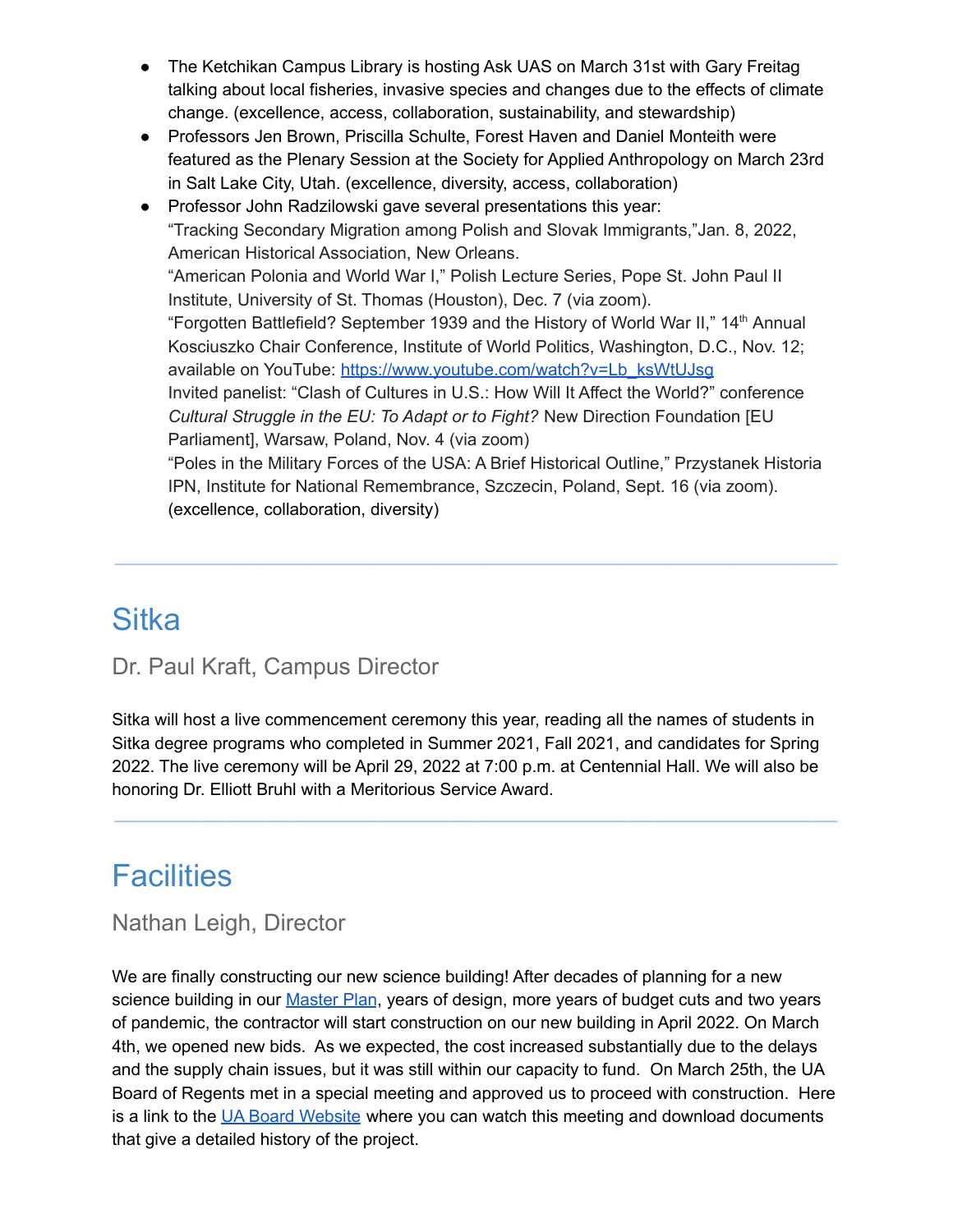- The Ketchikan Campus Library is hosting Ask UAS on March 31st with Gary Freitag talking about local fisheries, invasive species and changes due to the effects of climate change. (excellence, access, collaboration, sustainability, and stewardship)
- Professors Jen Brown, Priscilla Schulte, Forest Haven and Daniel Monteith were featured as the Plenary Session at the Society for Applied Anthropology on March 23rd in Salt Lake City, Utah. (excellence, diversity, access, collaboration)
- Professor John Radzilowski gave several presentations this year:
  "Tracking Secondary Migration among Polish and Slovak Immigrants,"Jan. 8, 2022, American Historical Association, New Orleans.
  "American Polonia and World War I," Polish Lecture Series, Pope St. John Paul II Institute, University of St. Thomas (Houston), Dec. 7 (via zoom).
  "Forgotten Battlefield? September 1939 and the History of World War II," 14th Annual Kosciuszko Chair Conference, Institute of World Politics, Washington, D.C., Nov. 12; available on YouTube: [https://www.youtube.com/watch?v=Lb_ksWtUJsg](https://www.youtube.com/watch?v=Lb_ksWtUJsg)
  Invited panelist: "Clash of Cultures in U.S.: How Will It Affect the World?" conference *Cultural Struggle in the EU: To Adapt or to Fight?* New Direction Foundation [EU Parliament], Warsaw, Poland, Nov. 4 (via zoom)
  "Poles in the Military Forces of the USA: A Brief Historical Outline," Przystanek Historia IPN, Institute for National Remembrance, Szczecin, Poland, Sept. 16 (via zoom). (excellence, collaboration, diversity)

---

# Sitka

## Dr. Paul Kraft, Campus Director

Sitka will host a live commencement ceremony this year, reading all the names of students in Sitka degree programs who completed in Summer 2021, Fall 2021, and candidates for Spring 2022. The live ceremony will be April 29, 2022 at 7:00 p.m. at Centennial Hall. We will also be honoring Dr. Elliott Bruhl with a Meritorious Service Award.

---

# Facilities

## Nathan Leigh, Director

We are finally constructing our new science building! After decades of planning for a new science building in our [Master Plan](), years of design, more years of budget cuts and two years of pandemic, the contractor will start construction on our new building in April 2022. On March 4th, we opened new bids. As we expected, the cost increased substantially due to the delays and the supply chain issues, but it was still within our capacity to fund. On March 25th, the UA Board of Regents met in a special meeting and approved us to proceed with construction. Here is a link to the [UA Board Website]() where you can watch this meeting and download documents that give a detailed history of the project.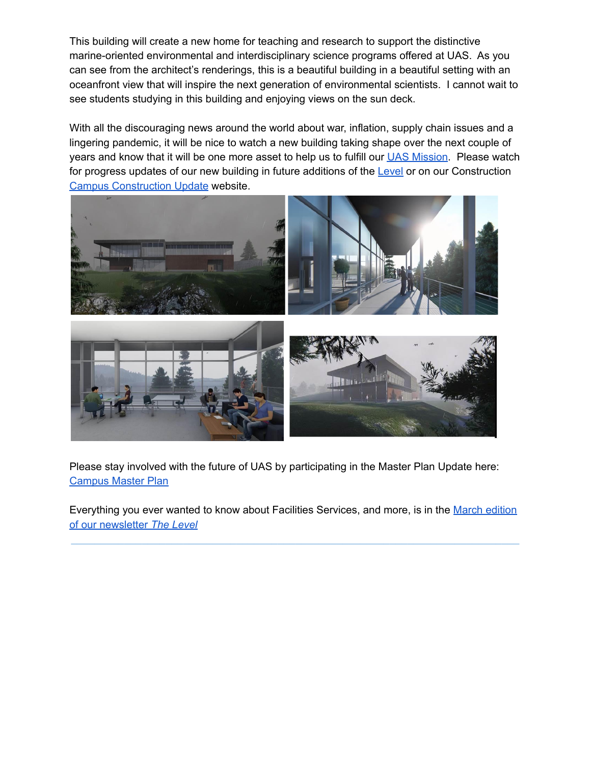This building will create a new home for teaching and research to support the distinctive marine-oriented environmental and interdisciplinary science programs offered at UAS. As you can see from the architect's renderings, this is a beautiful building in a beautiful setting with an oceanfront view that will inspire the next generation of environmental scientists. I cannot wait to see students studying in this building and enjoying views on the sun deck.

With all the discouraging news around the world about war, inflation, supply chain issues and a lingering pandemic, it will be nice to watch a new building taking shape over the next couple of years and know that it will be one more asset to help us to fulfill our UAS Mission. Please watch for progress updates of our new building in future additions of the Level or on our Construction Campus Construction Update website.

Please stay involved with the future of UAS by participating in the Master Plan Update here: Campus Master Plan

Everything you ever wanted to know about Facilities Services, and more, is in the March edition of our newsletter *The Level*